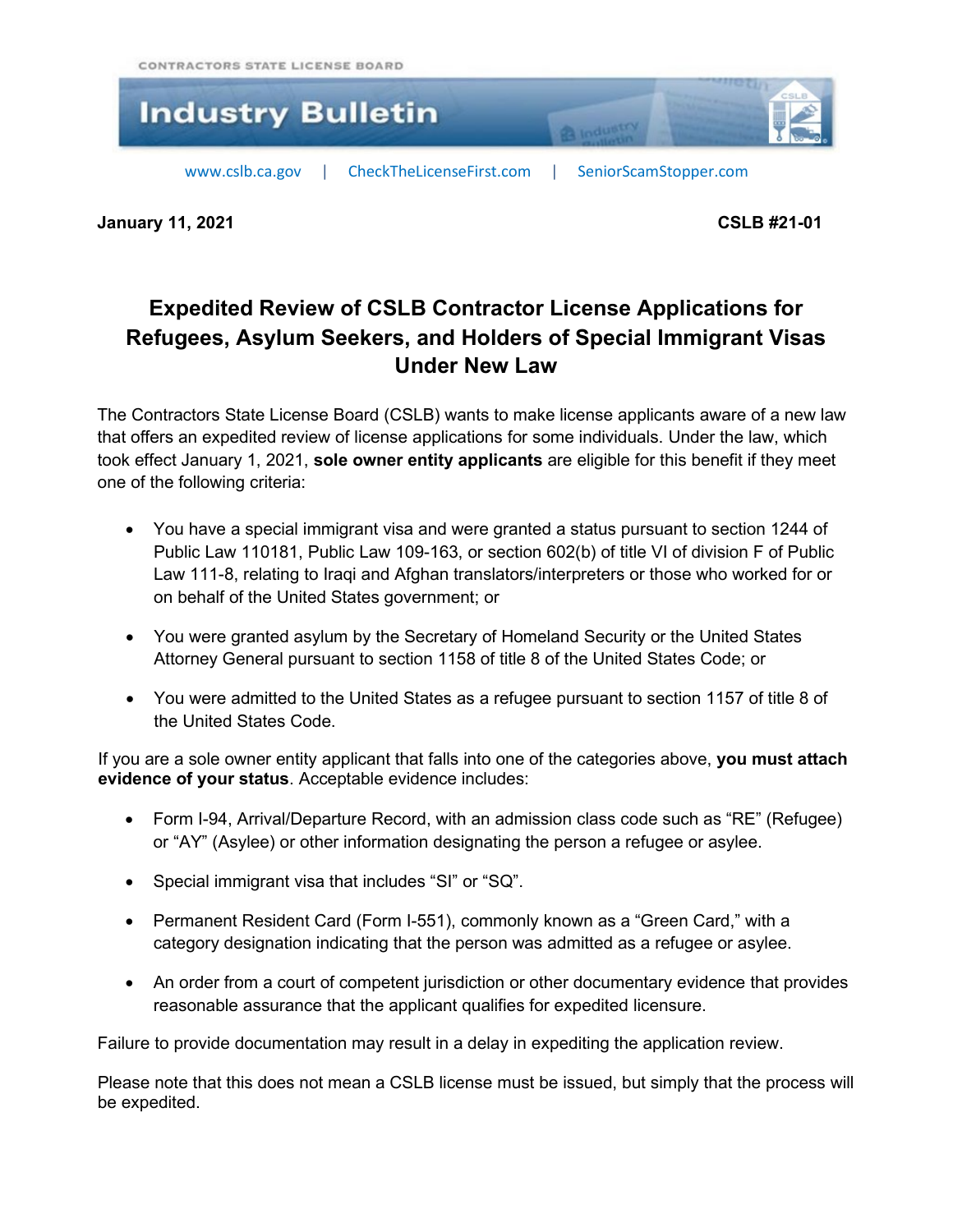CONTRACTORS STATE LICENSE BOARD

# Industry Bulletin

www.cslb.ca.gov | CheckTheLicenseFirst.com | SeniorScamStopper.com

**January 11, 2021** **CSLB #21-01**

## Expedited Review of CSLB Contractor License Applications for Refugees, Asylum Seekers, and Holders of Special Immigrant Visas Under New Law

The Contractors State License Board (CSLB) wants to make license applicants aware of a new law that offers an expedited review of license applications for some individuals. Under the law, which took effect January 1, 2021, **sole owner entity applicants** are eligible for this benefit if they meet one of the following criteria:

- You have a special immigrant visa and were granted a status pursuant to section 1244 of Public Law 110181, Public Law 109-163, or section 602(b) of title VI of division F of Public Law 111-8, relating to Iraqi and Afghan translators/interpreters or those who worked for or on behalf of the United States government; or
- You were granted asylum by the Secretary of Homeland Security or the United States Attorney General pursuant to section 1158 of title 8 of the United States Code; or
- You were admitted to the United States as a refugee pursuant to section 1157 of title 8 of the United States Code.

If you are a sole owner entity applicant that falls into one of the categories above, **you must attach evidence of your status**. Acceptable evidence includes:

- Form I-94, Arrival/Departure Record, with an admission class code such as "RE" (Refugee) or "AY" (Asylee) or other information designating the person a refugee or asylee.
- Special immigrant visa that includes "SI" or "SQ".
- Permanent Resident Card (Form I-551), commonly known as a "Green Card," with a category designation indicating that the person was admitted as a refugee or asylee.
- An order from a court of competent jurisdiction or other documentary evidence that provides reasonable assurance that the applicant qualifies for expedited licensure.

Failure to provide documentation may result in a delay in expediting the application review.

Please note that this does not mean a CSLB license must be issued, but simply that the process will be expedited.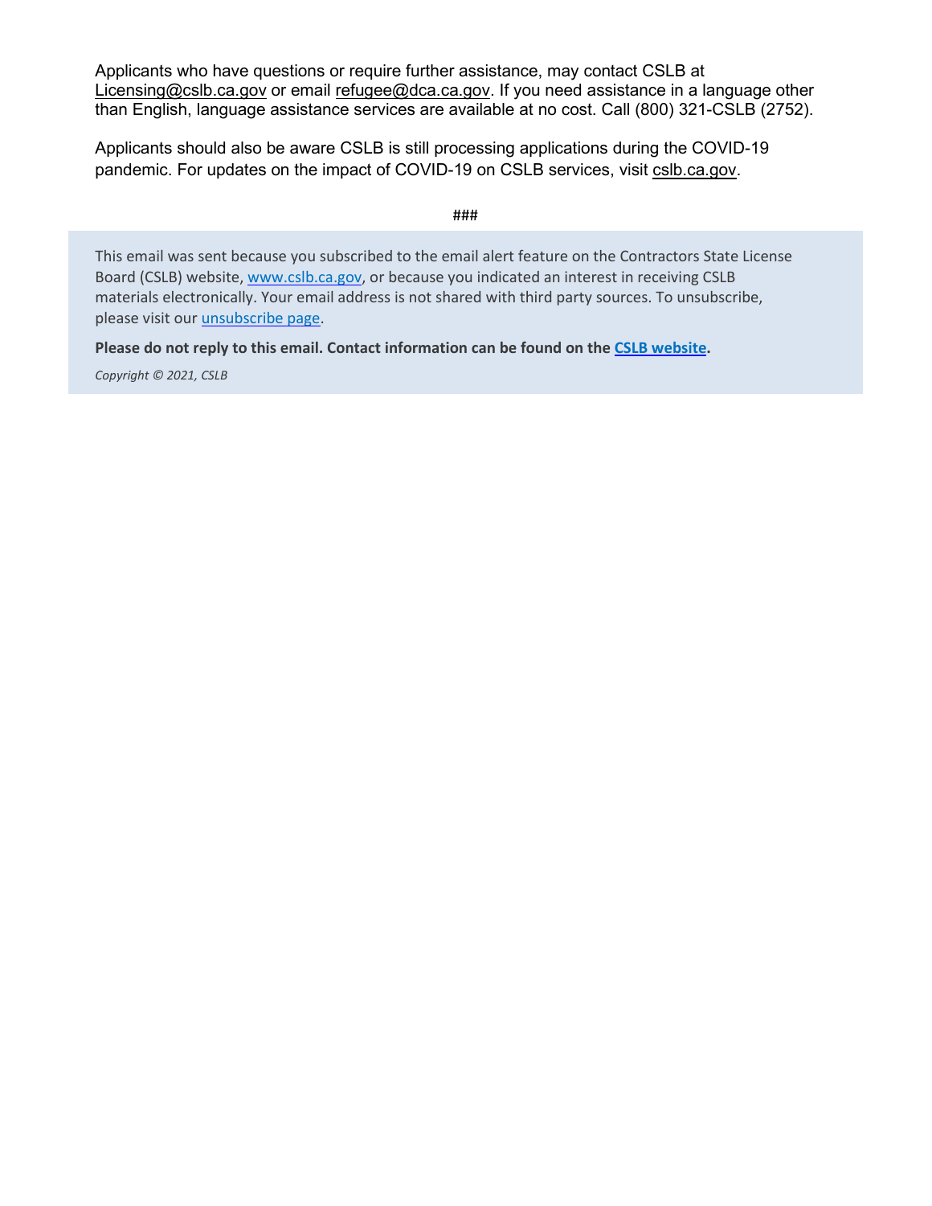Applicants who have questions or require further assistance, may contact CSLB at Licensing@cslb.ca.gov or email refugee@dca.ca.gov. If you need assistance in a language other than English, language assistance services are available at no cost. Call (800) 321-CSLB (2752).

Applicants should also be aware CSLB is still processing applications during the COVID-19 pandemic. For updates on the impact of COVID-19 on CSLB services, visit cslb.ca.gov.

###

This email was sent because you subscribed to the email alert feature on the Contractors State License Board (CSLB) website, www.cslb.ca.gov, or because you indicated an interest in receiving CSLB materials electronically. Your email address is not shared with third party sources. To unsubscribe, please visit our unsubscribe page.

**Please do not reply to this email. Contact information can be found on the CSLB website.**

*Copyright © 2021, CSLB*